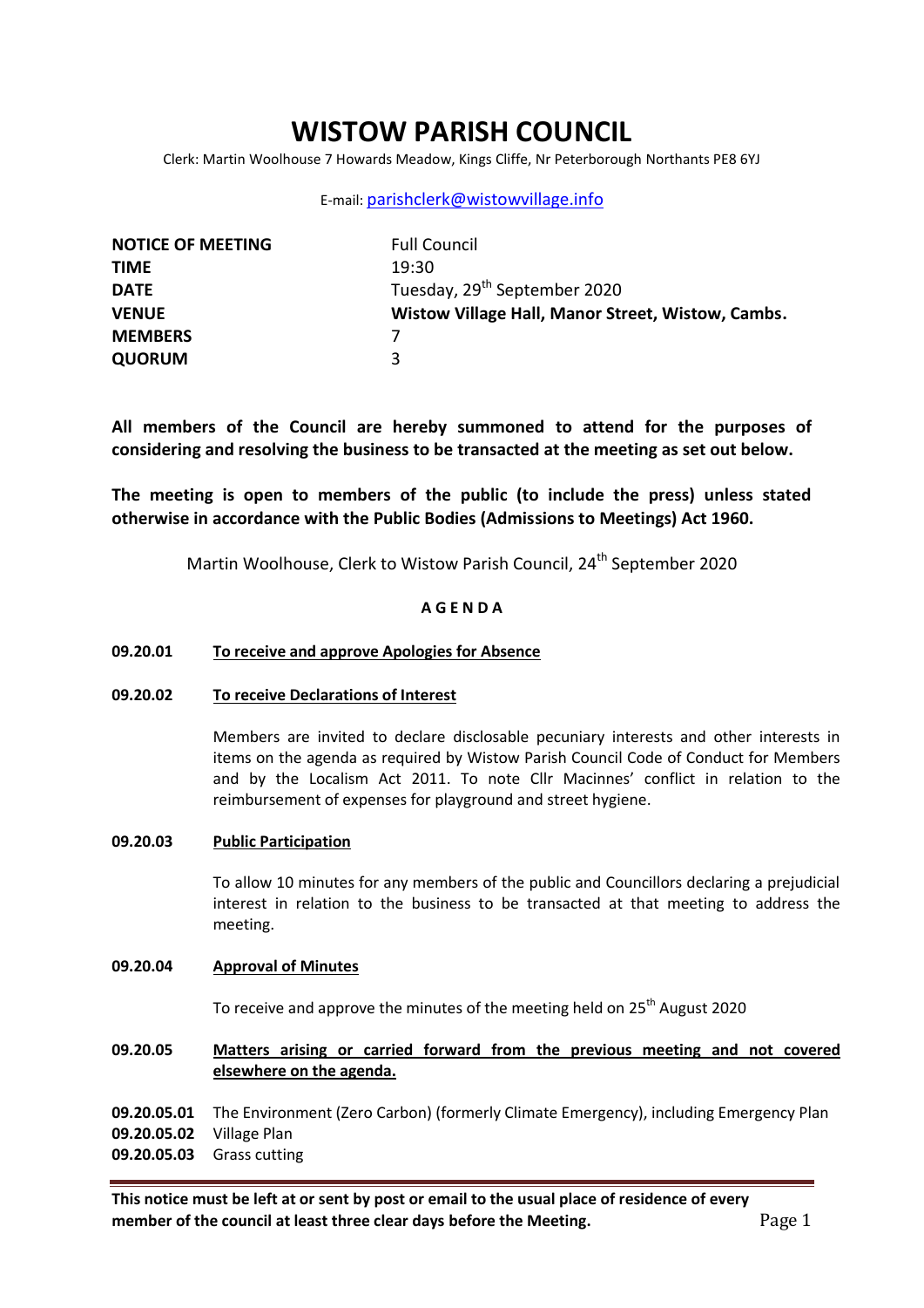# WISTOW PARISH COUNCIL

Clerk: Martin Woolhouse 7 Howards Meadow, Kings Cliffe, Nr Peterborough Northants PE8 6YJ

E-mail: parishclerk@wistowvillage.info

| | |
|---|---|
| **NOTICE OF MEETING** | Full Council |
| **TIME** | 19:30 |
| **DATE** | Tuesday, 29th September 2020 |
| **VENUE** | **Wistow Village Hall, Manor Street, Wistow, Cambs.** |
| **MEMBERS** | 7 |
| **QUORUM** | 3 |

**All members of the Council are hereby summoned to attend for the purposes of considering and resolving the business to be transacted at the meeting as set out below.**

**The meeting is open to members of the public (to include the press) unless stated otherwise in accordance with the Public Bodies (Admissions to Meetings) Act 1960.**

Martin Woolhouse, Clerk to Wistow Parish Council, 24th September 2020

## A G E N D A

**09.20.01** **To receive and approve Apologies for Absence**

**09.20.02** **To receive Declarations of Interest**

Members are invited to declare disclosable pecuniary interests and other interests in items on the agenda as required by Wistow Parish Council Code of Conduct for Members and by the Localism Act 2011. To note Cllr Macinnes' conflict in relation to the reimbursement of expenses for playground and street hygiene.

**09.20.03** **Public Participation**

To allow 10 minutes for any members of the public and Councillors declaring a prejudicial interest in relation to the business to be transacted at that meeting to address the meeting.

**09.20.04** **Approval of Minutes**

To receive and approve the minutes of the meeting held on 25th August 2020

**09.20.05** **Matters arising or carried forward from the previous meeting and not covered elsewhere on the agenda.**

**09.20.05.01** The Environment (Zero Carbon) (formerly Climate Emergency), including Emergency Plan
**09.20.05.02** Village Plan
**09.20.05.03** Grass cutting

**This notice must be left at or sent by post or email to the usual place of residence of every member of the council at least three clear days before the Meeting.**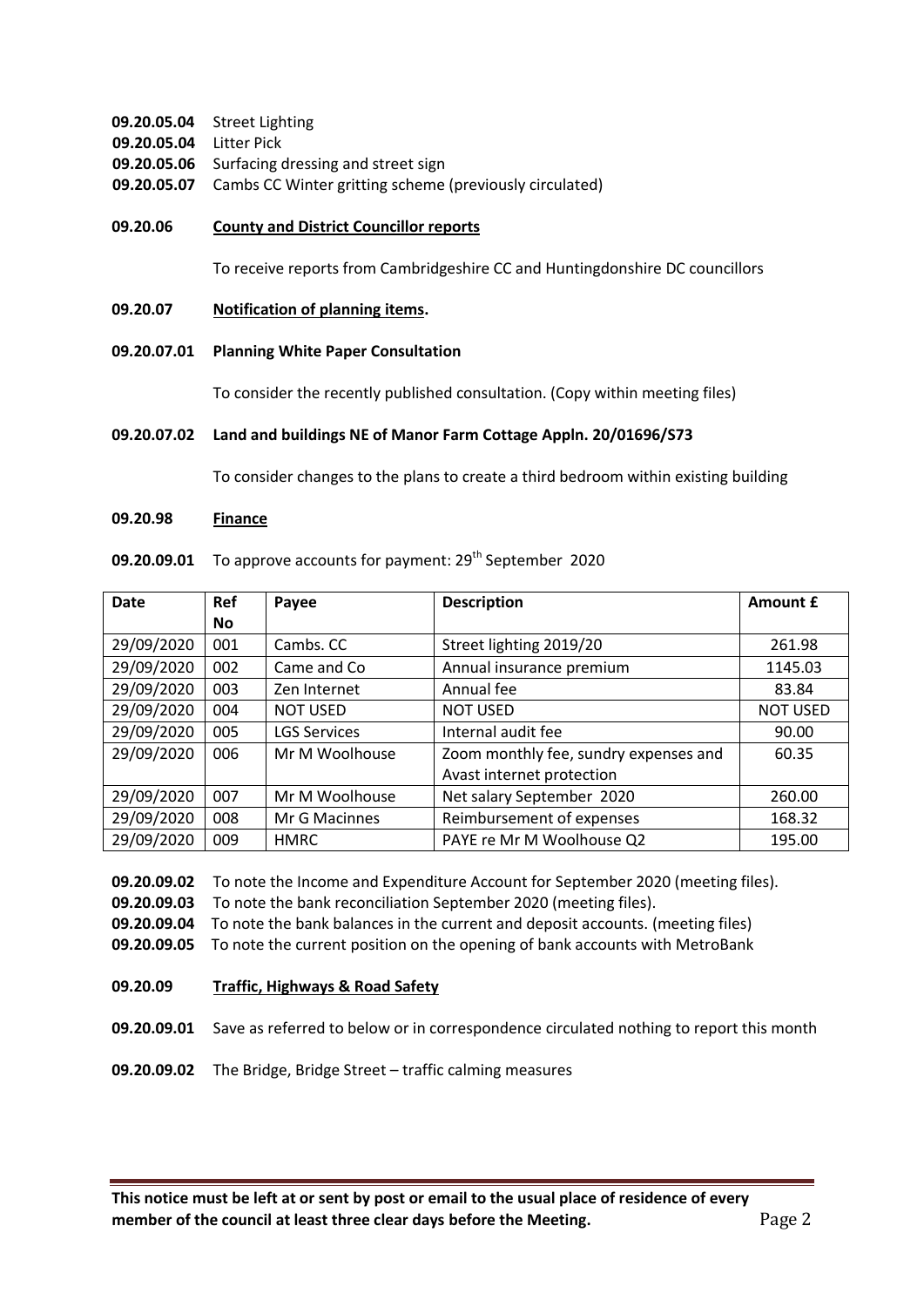**09.20.05.04** Street Lighting
**09.20.05.04** Litter Pick
**09.20.05.06** Surfacing dressing and street sign
**09.20.05.07** Cambs CC Winter gritting scheme (previously circulated)

**09.20.06** **<u>County and District Councillor reports</u>**

To receive reports from Cambridgeshire CC and Huntingdonshire DC councillors

**09.20.07** **<u>Notification of planning items</u>.**

**09.20.07.01 Planning White Paper Consultation**

To consider the recently published consultation. (Copy within meeting files)

**09.20.07.02 Land and buildings NE of Manor Farm Cottage Appln. 20/01696/S73**

To consider changes to the plans to create a third bedroom within existing building

**09.20.98** **<u>Finance</u>**

**09.20.09.01** To approve accounts for payment: 29th September 2020

| Date | Ref No | Payee | Description | Amount £ |
|---|---|---|---|---|
| 29/09/2020 | 001 | Cambs. CC | Street lighting 2019/20 | 261.98 |
| 29/09/2020 | 002 | Came and Co | Annual insurance premium | 1145.03 |
| 29/09/2020 | 003 | Zen Internet | Annual fee | 83.84 |
| 29/09/2020 | 004 | NOT USED | NOT USED | NOT USED |
| 29/09/2020 | 005 | LGS Services | Internal audit fee | 90.00 |
| 29/09/2020 | 006 | Mr M Woolhouse | Zoom monthly fee, sundry expenses and Avast internet protection | 60.35 |
| 29/09/2020 | 007 | Mr M Woolhouse | Net salary September 2020 | 260.00 |
| 29/09/2020 | 008 | Mr G Macinnes | Reimbursement of expenses | 168.32 |
| 29/09/2020 | 009 | HMRC | PAYE re Mr M Woolhouse Q2 | 195.00 |

**09.20.09.02** To note the Income and Expenditure Account for September 2020 (meeting files).
**09.20.09.03** To note the bank reconciliation September 2020 (meeting files).
**09.20.09.04** To note the bank balances in the current and deposit accounts. (meeting files)
**09.20.09.05** To note the current position on the opening of bank accounts with MetroBank

**09.20.09** **<u>Traffic, Highways & Road Safety</u>**

**09.20.09.01** Save as referred to below or in correspondence circulated nothing to report this month

**09.20.09.02** The Bridge, Bridge Street – traffic calming measures

**This notice must be left at or sent by post or email to the usual place of residence of every member of the council at least three clear days before the Meeting.**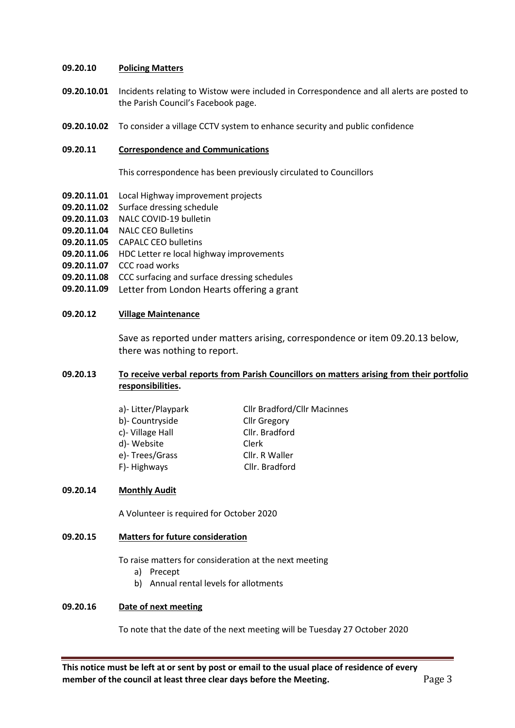**09.20.10** **Policing Matters**

**09.20.10.01** Incidents relating to Wistow were included in Correspondence and all alerts are posted to the Parish Council's Facebook page.

**09.20.10.02** To consider a village CCTV system to enhance security and public confidence

**09.20.11** **Correspondence and Communications**

This correspondence has been previously circulated to Councillors

**09.20.11.01** Local Highway improvement projects
**09.20.11.02** Surface dressing schedule
**09.20.11.03** NALC COVID-19 bulletin
**09.20.11.04** NALC CEO Bulletins
**09.20.11.05** CAPALC CEO bulletins
**09.20.11.06** HDC Letter re local highway improvements
**09.20.11.07** CCC road works
**09.20.11.08** CCC surfacing and surface dressing schedules
**09.20.11.09** Letter from London Hearts offering a grant

**09.20.12** **Village Maintenance**

Save as reported under matters arising, correspondence or item 09.20.13 below, there was nothing to report.

**09.20.13** **To receive verbal reports from Parish Councillors on matters arising from their portfolio responsibilities.**

| | |
|---|---|
| a)- Litter/Playpark | Cllr Bradford/Cllr Macinnes |
| b)- Countryside | Cllr Gregory |
| c)- Village Hall | Cllr. Bradford |
| d)- Website | Clerk |
| e)- Trees/Grass | Cllr. R Waller |
| F)- Highways | Cllr. Bradford |

**09.20.14** **Monthly Audit**

A Volunteer is required for October 2020

**09.20.15** **Matters for future consideration**

To raise matters for consideration at the next meeting

a) Precept
b) Annual rental levels for allotments

**09.20.16** **Date of next meeting**

To note that the date of the next meeting will be Tuesday 27 October 2020

**This notice must be left at or sent by post or email to the usual place of residence of every member of the council at least three clear days before the Meeting.**